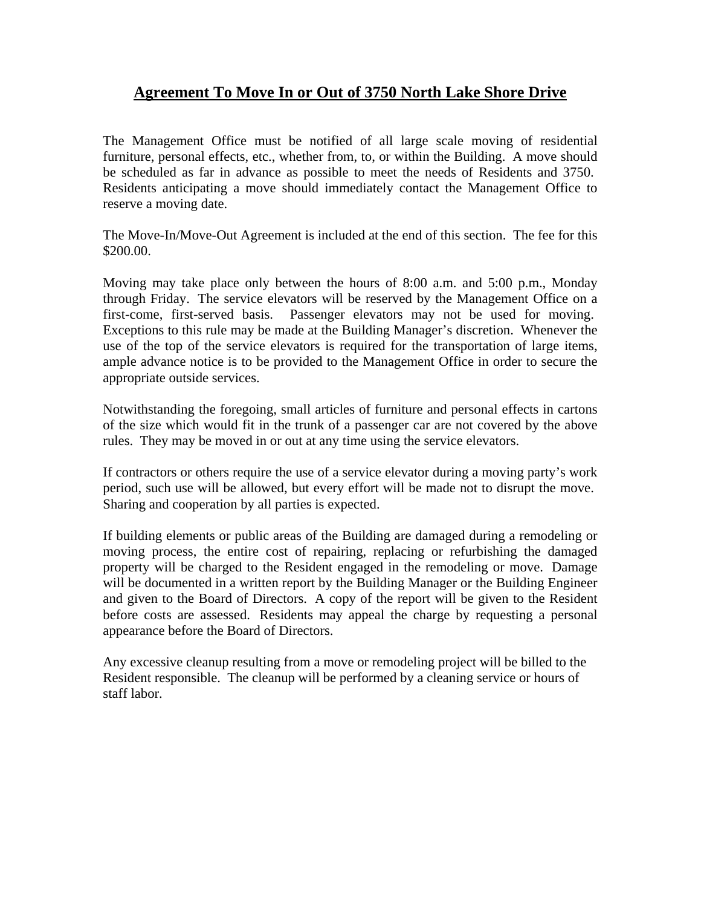# Agreement To Move In or Out of 3750 North Lake Shore Drive

The Management Office must be notified of all large scale moving of residential furniture, personal effects, etc., whether from, to, or within the Building. A move should be scheduled as far in advance as possible to meet the needs of Residents and 3750. Residents anticipating a move should immediately contact the Management Office to reserve a moving date.

The Move-In/Move-Out Agreement is included at the end of this section. The fee for this $200.00.

Moving may take place only between the hours of 8:00 a.m. and 5:00 p.m., Monday through Friday. The service elevators will be reserved by the Management Office on a first-come, first-served basis. Passenger elevators may not be used for moving. Exceptions to this rule may be made at the Building Manager's discretion. Whenever the use of the top of the service elevators is required for the transportation of large items, ample advance notice is to be provided to the Management Office in order to secure the appropriate outside services.

Notwithstanding the foregoing, small articles of furniture and personal effects in cartons of the size which would fit in the trunk of a passenger car are not covered by the above rules. They may be moved in or out at any time using the service elevators.

If contractors or others require the use of a service elevator during a moving party's work period, such use will be allowed, but every effort will be made not to disrupt the move. Sharing and cooperation by all parties is expected.

If building elements or public areas of the Building are damaged during a remodeling or moving process, the entire cost of repairing, replacing or refurbishing the damaged property will be charged to the Resident engaged in the remodeling or move. Damage will be documented in a written report by the Building Manager or the Building Engineer and given to the Board of Directors. A copy of the report will be given to the Resident before costs are assessed. Residents may appeal the charge by requesting a personal appearance before the Board of Directors.

Any excessive cleanup resulting from a move or remodeling project will be billed to the Resident responsible. The cleanup will be performed by a cleaning service or hours of staff labor.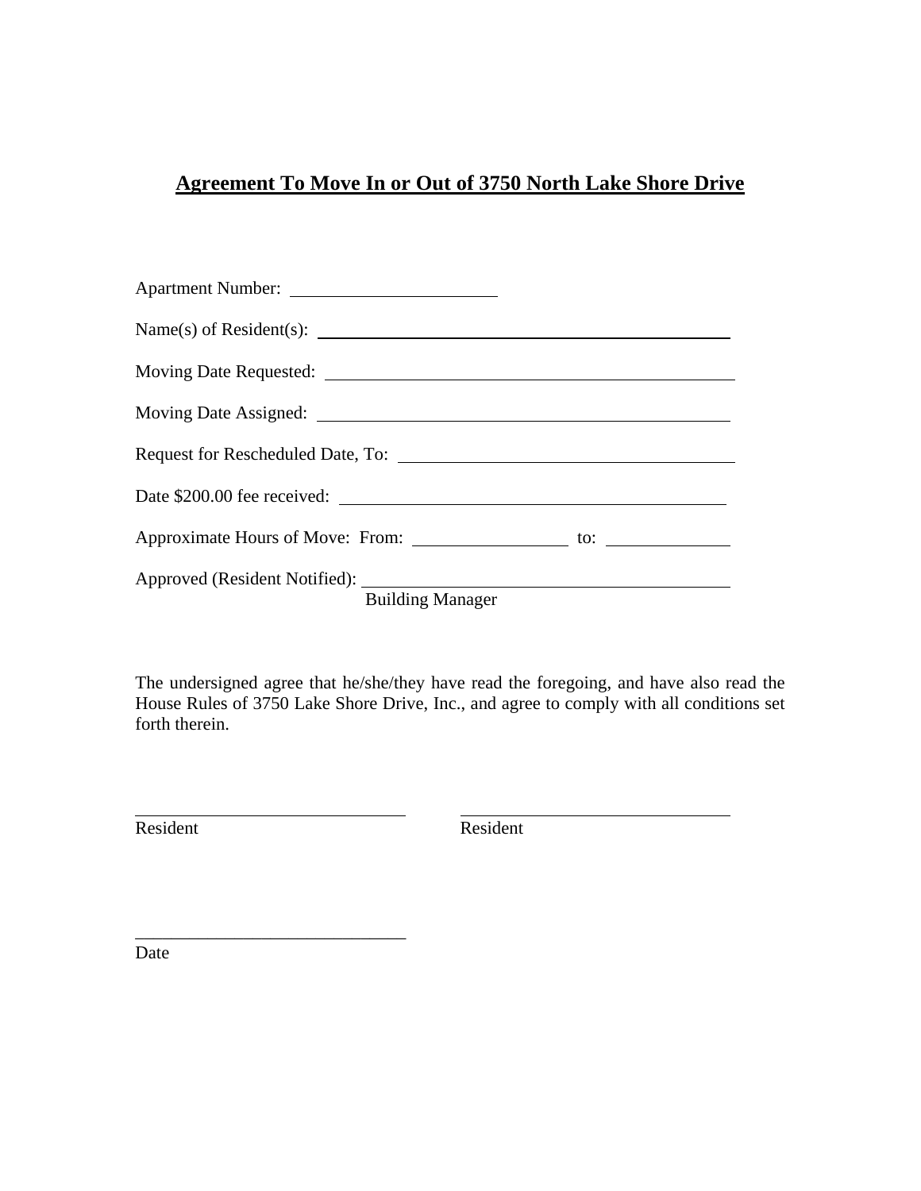## Agreement To Move In or Out of 3750 North Lake Shore Drive

Apartment Number: ______________________

Name(s) of Resident(s): ______________________________________________

Moving Date Requested: ______________________________________________

Moving Date Assigned: ______________________________________________

Request for Rescheduled Date, To: ____________________________________

Date $200.00 fee received: ___________________________________________

Approximate Hours of Move: From: _________________ to: _____________

Approved (Resident Notified): ________________________________________
Building Manager

The undersigned agree that he/she/they have read the foregoing, and have also read the House Rules of 3750 Lake Shore Drive, Inc., and agree to comply with all conditions set forth therein.

______________________________ ______________________________
Resident Resident

______________________________
Date